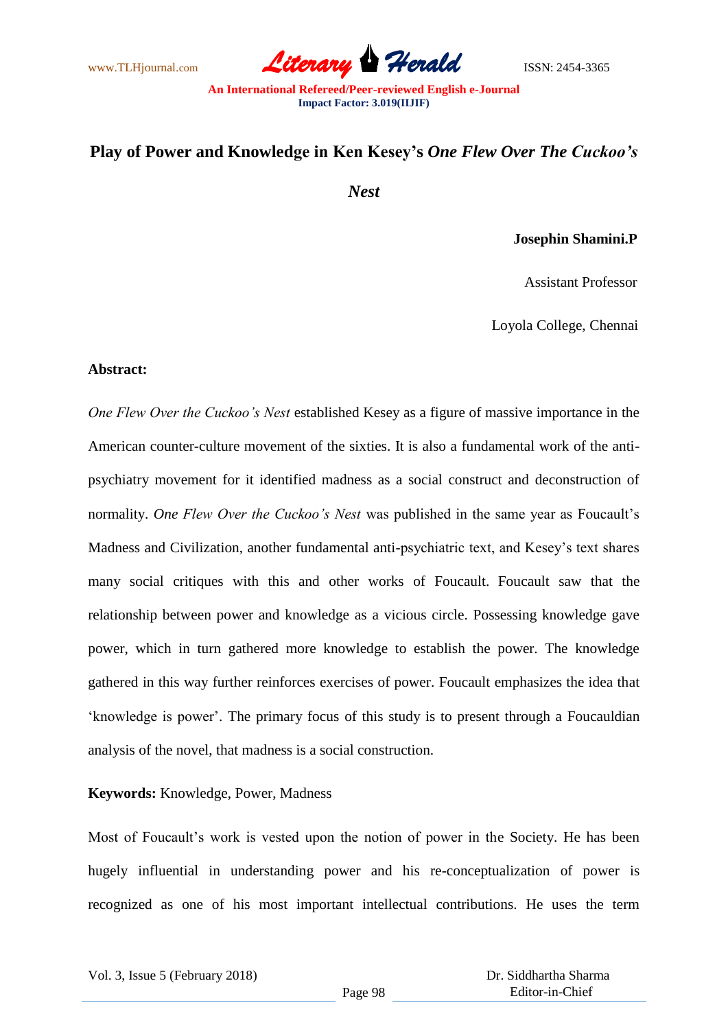# Play of Power and Knowledge in Ken Kesey's *One Flew Over The Cuckoo's Nest*

**Josephin Shamini.P**

Assistant Professor

Loyola College, Chennai

**Abstract:**

*One Flew Over the Cuckoo's Nest* established Kesey as a figure of massive importance in the American counter-culture movement of the sixties. It is also a fundamental work of the anti-psychiatry movement for it identified madness as a social construct and deconstruction of normality. *One Flew Over the Cuckoo's Nest* was published in the same year as Foucault's Madness and Civilization, another fundamental anti-psychiatric text, and Kesey's text shares many social critiques with this and other works of Foucault. Foucault saw that the relationship between power and knowledge as a vicious circle. Possessing knowledge gave power, which in turn gathered more knowledge to establish the power. The knowledge gathered in this way further reinforces exercises of power. Foucault emphasizes the idea that 'knowledge is power'. The primary focus of this study is to present through a Foucauldian analysis of the novel, that madness is a social construction.

**Keywords:** Knowledge, Power, Madness

Most of Foucault's work is vested upon the notion of power in the Society. He has been hugely influential in understanding power and his re-conceptualization of power is recognized as one of his most important intellectual contributions. He uses the term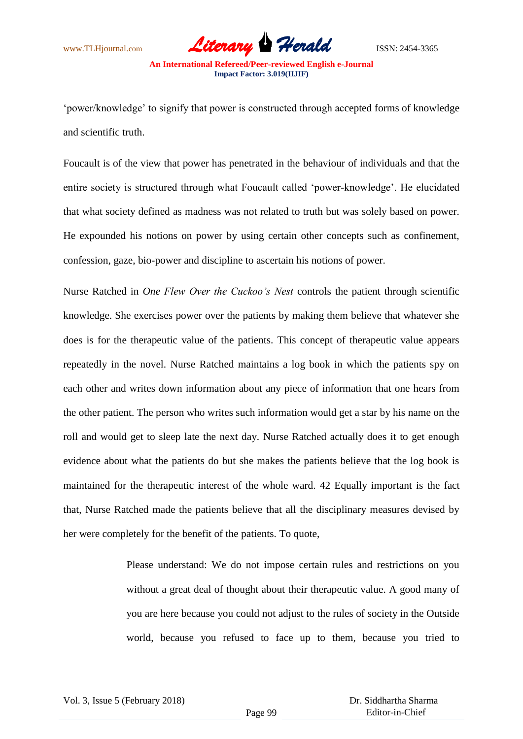'power/knowledge' to signify that power is constructed through accepted forms of knowledge and scientific truth.

Foucault is of the view that power has penetrated in the behaviour of individuals and that the entire society is structured through what Foucault called 'power-knowledge'. He elucidated that what society defined as madness was not related to truth but was solely based on power. He expounded his notions on power by using certain other concepts such as confinement, confession, gaze, bio-power and discipline to ascertain his notions of power.

Nurse Ratched in *One Flew Over the Cuckoo's Nest* controls the patient through scientific knowledge. She exercises power over the patients by making them believe that whatever she does is for the therapeutic value of the patients. This concept of therapeutic value appears repeatedly in the novel. Nurse Ratched maintains a log book in which the patients spy on each other and writes down information about any piece of information that one hears from the other patient. The person who writes such information would get a star by his name on the roll and would get to sleep late the next day. Nurse Ratched actually does it to get enough evidence about what the patients do but she makes the patients believe that the log book is maintained for the therapeutic interest of the whole ward. 42 Equally important is the fact that, Nurse Ratched made the patients believe that all the disciplinary measures devised by her were completely for the benefit of the patients. To quote,

> Please understand: We do not impose certain rules and restrictions on you without a great deal of thought about their therapeutic value. A good many of you are here because you could not adjust to the rules of society in the Outside world, because you refused to face up to them, because you tried to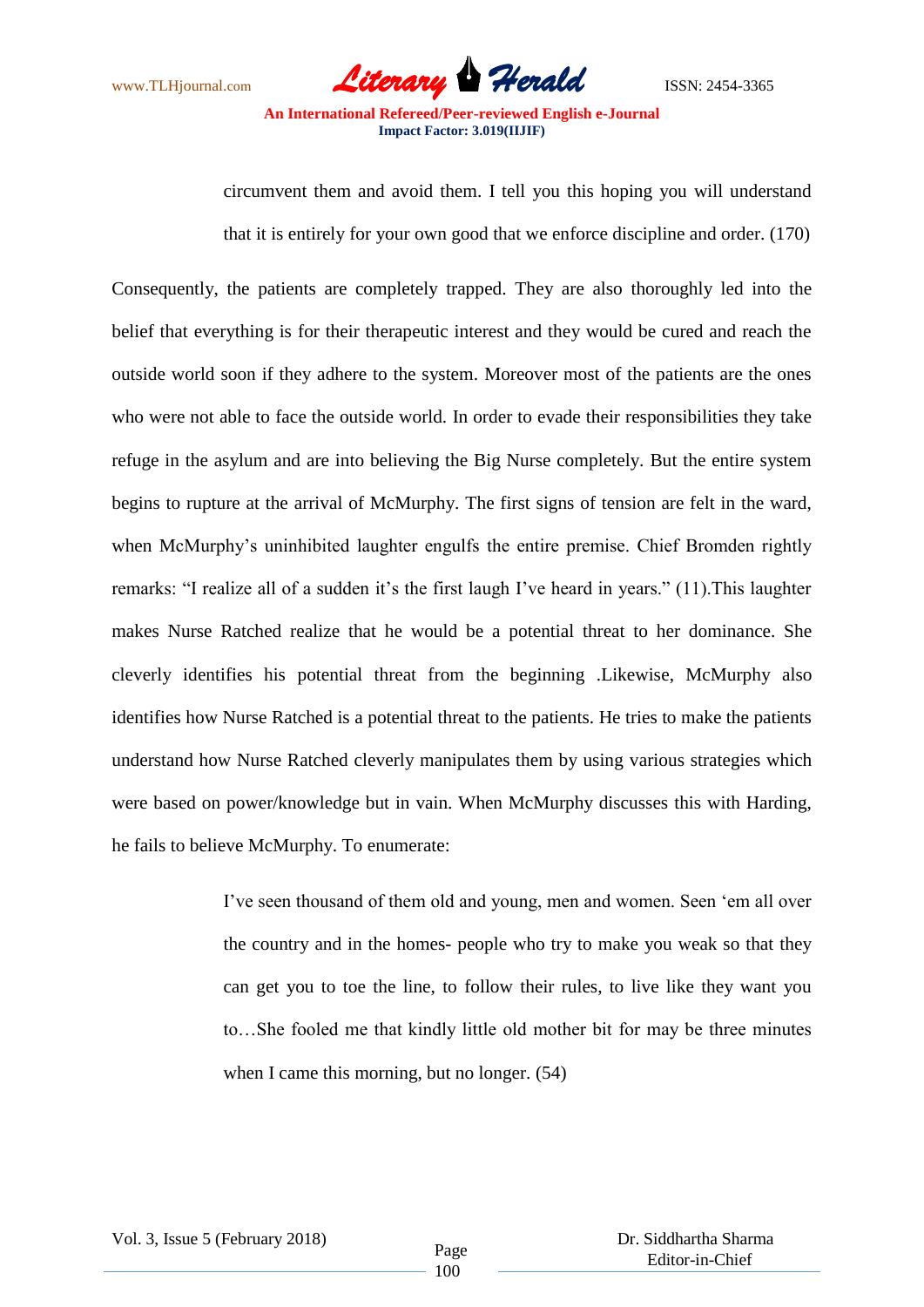> circumvent them and avoid them. I tell you this hoping you will understand that it is entirely for your own good that we enforce discipline and order. (170)

Consequently, the patients are completely trapped. They are also thoroughly led into the belief that everything is for their therapeutic interest and they would be cured and reach the outside world soon if they adhere to the system. Moreover most of the patients are the ones who were not able to face the outside world. In order to evade their responsibilities they take refuge in the asylum and are into believing the Big Nurse completely. But the entire system begins to rupture at the arrival of McMurphy. The first signs of tension are felt in the ward, when McMurphy's uninhibited laughter engulfs the entire premise. Chief Bromden rightly remarks: "I realize all of a sudden it's the first laugh I've heard in years." (11).This laughter makes Nurse Ratched realize that he would be a potential threat to her dominance. She cleverly identifies his potential threat from the beginning .Likewise, McMurphy also identifies how Nurse Ratched is a potential threat to the patients. He tries to make the patients understand how Nurse Ratched cleverly manipulates them by using various strategies which were based on power/knowledge but in vain. When McMurphy discusses this with Harding, he fails to believe McMurphy. To enumerate:

> I've seen thousand of them old and young, men and women. Seen 'em all over the country and in the homes- people who try to make you weak so that they can get you to toe the line, to follow their rules, to live like they want you to…She fooled me that kindly little old mother bit for may be three minutes when I came this morning, but no longer. (54)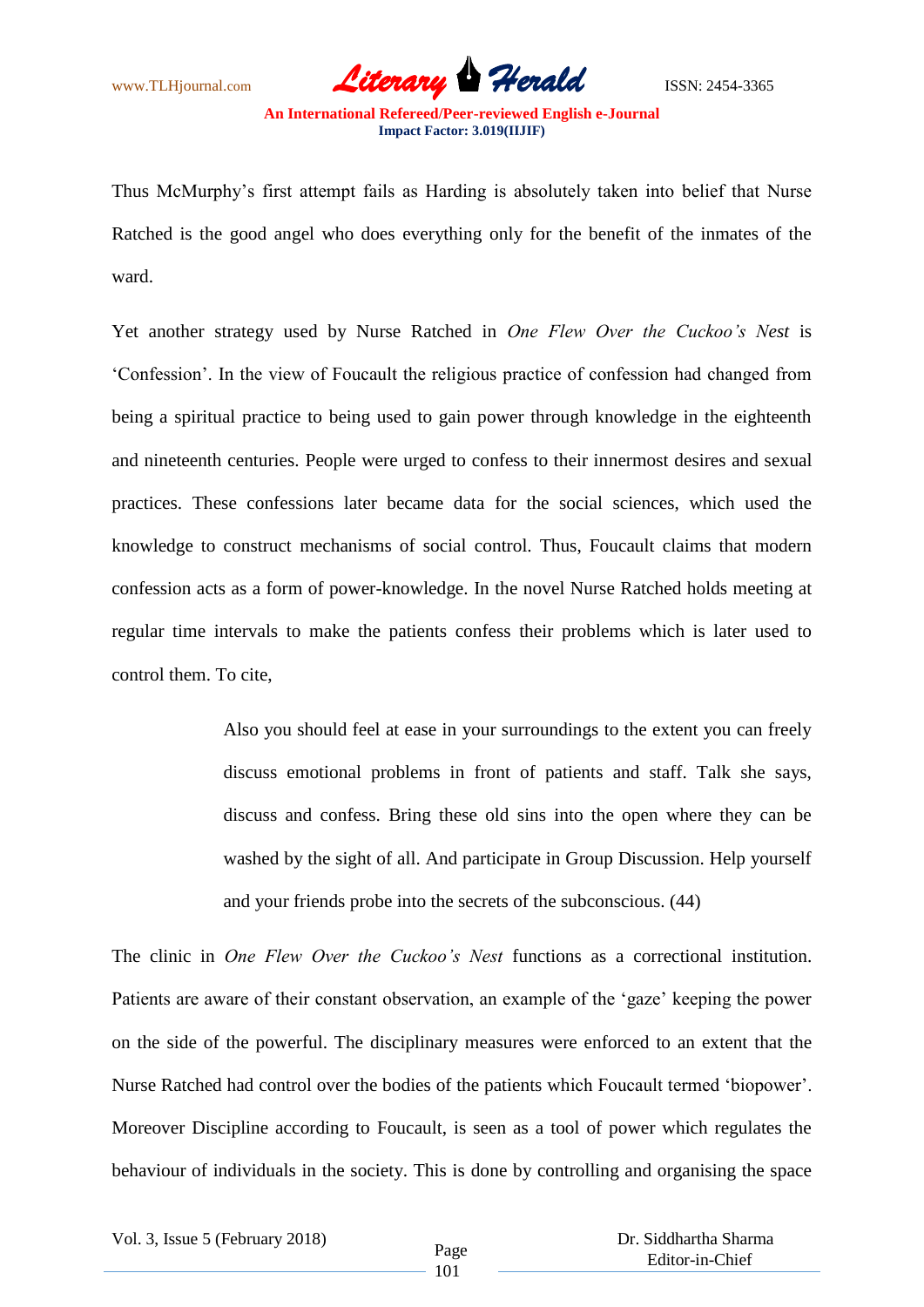Thus McMurphy's first attempt fails as Harding is absolutely taken into belief that Nurse Ratched is the good angel who does everything only for the benefit of the inmates of the ward.

Yet another strategy used by Nurse Ratched in *One Flew Over the Cuckoo's Nest* is 'Confession'. In the view of Foucault the religious practice of confession had changed from being a spiritual practice to being used to gain power through knowledge in the eighteenth and nineteenth centuries. People were urged to confess to their innermost desires and sexual practices. These confessions later became data for the social sciences, which used the knowledge to construct mechanisms of social control. Thus, Foucault claims that modern confession acts as a form of power-knowledge. In the novel Nurse Ratched holds meeting at regular time intervals to make the patients confess their problems which is later used to control them. To cite,

> Also you should feel at ease in your surroundings to the extent you can freely discuss emotional problems in front of patients and staff. Talk she says, discuss and confess. Bring these old sins into the open where they can be washed by the sight of all. And participate in Group Discussion. Help yourself and your friends probe into the secrets of the subconscious. (44)

The clinic in *One Flew Over the Cuckoo's Nest* functions as a correctional institution. Patients are aware of their constant observation, an example of the 'gaze' keeping the power on the side of the powerful. The disciplinary measures were enforced to an extent that the Nurse Ratched had control over the bodies of the patients which Foucault termed 'biopower'. Moreover Discipline according to Foucault, is seen as a tool of power which regulates the behaviour of individuals in the society. This is done by controlling and organising the space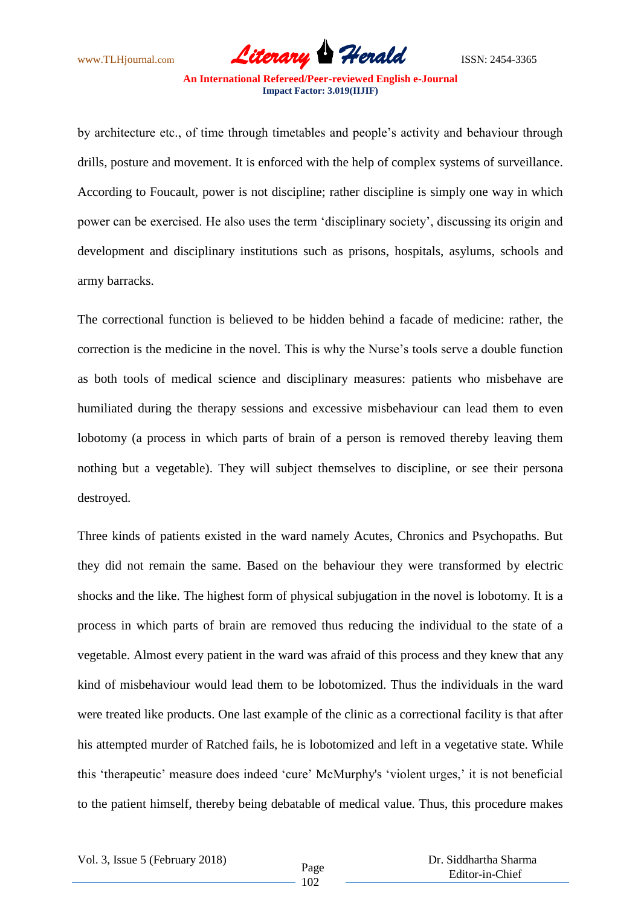by architecture etc., of time through timetables and people's activity and behaviour through drills, posture and movement. It is enforced with the help of complex systems of surveillance. According to Foucault, power is not discipline; rather discipline is simply one way in which power can be exercised. He also uses the term 'disciplinary society', discussing its origin and development and disciplinary institutions such as prisons, hospitals, asylums, schools and army barracks.

The correctional function is believed to be hidden behind a facade of medicine: rather, the correction is the medicine in the novel. This is why the Nurse's tools serve a double function as both tools of medical science and disciplinary measures: patients who misbehave are humiliated during the therapy sessions and excessive misbehaviour can lead them to even lobotomy (a process in which parts of brain of a person is removed thereby leaving them nothing but a vegetable). They will subject themselves to discipline, or see their persona destroyed.

Three kinds of patients existed in the ward namely Acutes, Chronics and Psychopaths. But they did not remain the same. Based on the behaviour they were transformed by electric shocks and the like. The highest form of physical subjugation in the novel is lobotomy. It is a process in which parts of brain are removed thus reducing the individual to the state of a vegetable. Almost every patient in the ward was afraid of this process and they knew that any kind of misbehaviour would lead them to be lobotomized. Thus the individuals in the ward were treated like products. One last example of the clinic as a correctional facility is that after his attempted murder of Ratched fails, he is lobotomized and left in a vegetative state. While this 'therapeutic' measure does indeed 'cure' McMurphy's 'violent urges,' it is not beneficial to the patient himself, thereby being debatable of medical value. Thus, this procedure makes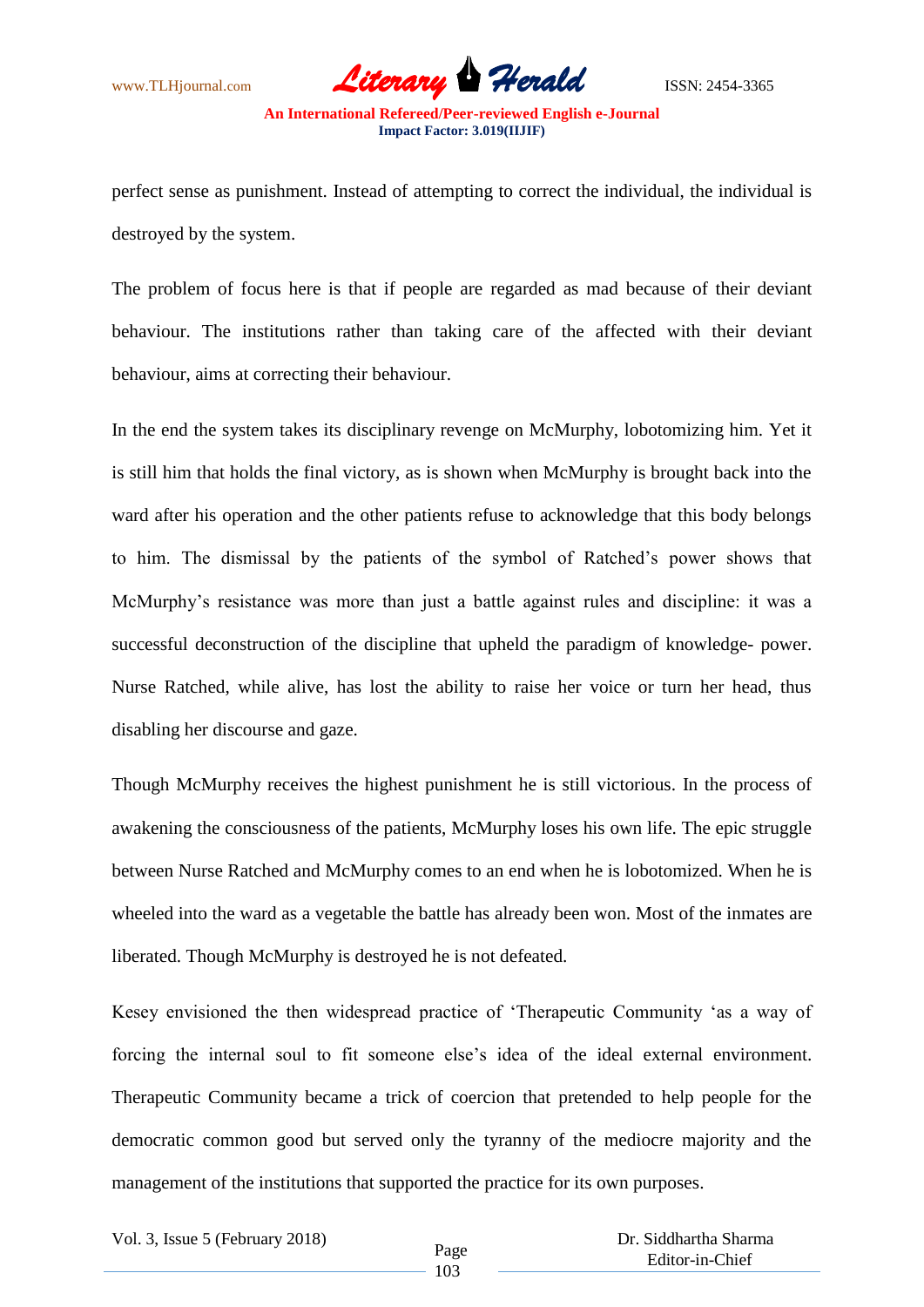perfect sense as punishment. Instead of attempting to correct the individual, the individual is destroyed by the system.

The problem of focus here is that if people are regarded as mad because of their deviant behaviour. The institutions rather than taking care of the affected with their deviant behaviour, aims at correcting their behaviour.

In the end the system takes its disciplinary revenge on McMurphy, lobotomizing him. Yet it is still him that holds the final victory, as is shown when McMurphy is brought back into the ward after his operation and the other patients refuse to acknowledge that this body belongs to him. The dismissal by the patients of the symbol of Ratched's power shows that McMurphy's resistance was more than just a battle against rules and discipline: it was a successful deconstruction of the discipline that upheld the paradigm of knowledge- power. Nurse Ratched, while alive, has lost the ability to raise her voice or turn her head, thus disabling her discourse and gaze.

Though McMurphy receives the highest punishment he is still victorious. In the process of awakening the consciousness of the patients, McMurphy loses his own life. The epic struggle between Nurse Ratched and McMurphy comes to an end when he is lobotomized. When he is wheeled into the ward as a vegetable the battle has already been won. Most of the inmates are liberated. Though McMurphy is destroyed he is not defeated.

Kesey envisioned the then widespread practice of 'Therapeutic Community 'as a way of forcing the internal soul to fit someone else's idea of the ideal external environment. Therapeutic Community became a trick of coercion that pretended to help people for the democratic common good but served only the tyranny of the mediocre majority and the management of the institutions that supported the practice for its own purposes.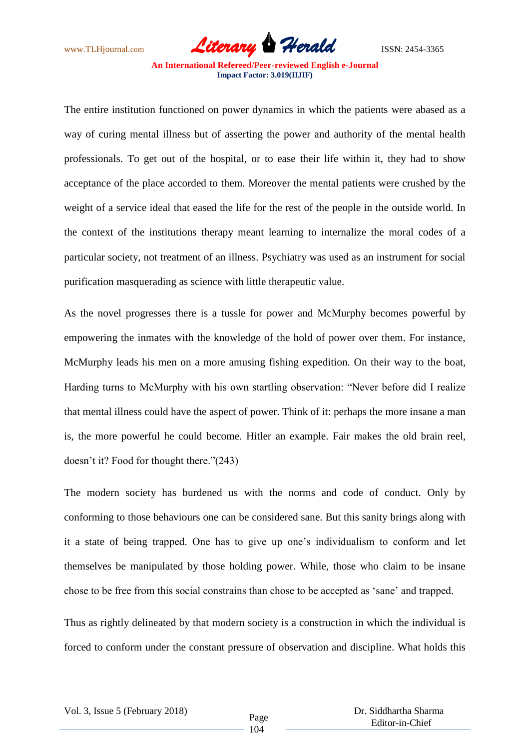The entire institution functioned on power dynamics in which the patients were abased as a way of curing mental illness but of asserting the power and authority of the mental health professionals. To get out of the hospital, or to ease their life within it, they had to show acceptance of the place accorded to them. Moreover the mental patients were crushed by the weight of a service ideal that eased the life for the rest of the people in the outside world. In the context of the institutions therapy meant learning to internalize the moral codes of a particular society, not treatment of an illness. Psychiatry was used as an instrument for social purification masquerading as science with little therapeutic value.

As the novel progresses there is a tussle for power and McMurphy becomes powerful by empowering the inmates with the knowledge of the hold of power over them. For instance, McMurphy leads his men on a more amusing fishing expedition. On their way to the boat, Harding turns to McMurphy with his own startling observation: "Never before did I realize that mental illness could have the aspect of power. Think of it: perhaps the more insane a man is, the more powerful he could become. Hitler an example. Fair makes the old brain reel, doesn't it? Food for thought there."(243)

The modern society has burdened us with the norms and code of conduct. Only by conforming to those behaviours one can be considered sane. But this sanity brings along with it a state of being trapped. One has to give up one's individualism to conform and let themselves be manipulated by those holding power. While, those who claim to be insane chose to be free from this social constrains than chose to be accepted as 'sane' and trapped.

Thus as rightly delineated by that modern society is a construction in which the individual is forced to conform under the constant pressure of observation and discipline. What holds this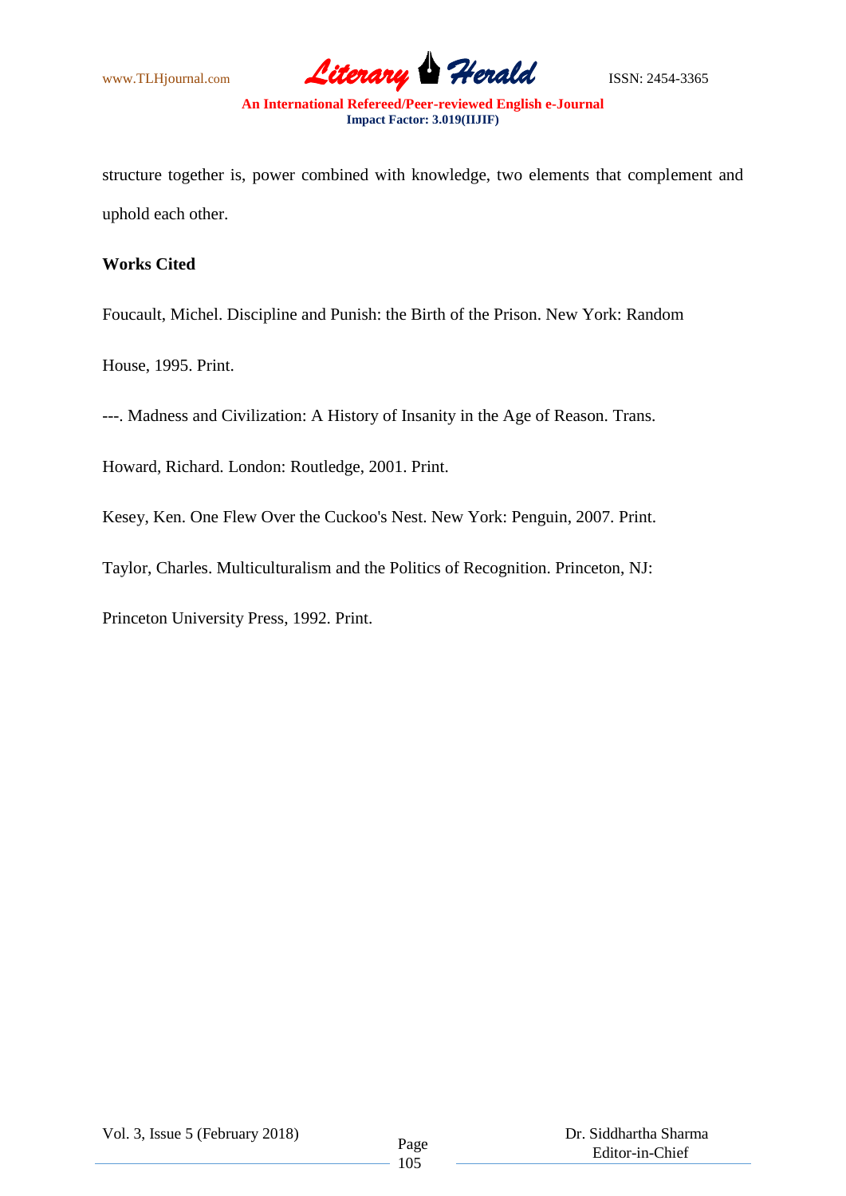structure together is, power combined with knowledge, two elements that complement and uphold each other.

**Works Cited**

Foucault, Michel. Discipline and Punish: the Birth of the Prison. New York: Random House, 1995. Print.

---. Madness and Civilization: A History of Insanity in the Age of Reason. Trans. Howard, Richard. London: Routledge, 2001. Print.

Kesey, Ken. One Flew Over the Cuckoo's Nest. New York: Penguin, 2007. Print.

Taylor, Charles. Multiculturalism and the Politics of Recognition. Princeton, NJ: Princeton University Press, 1992. Print.